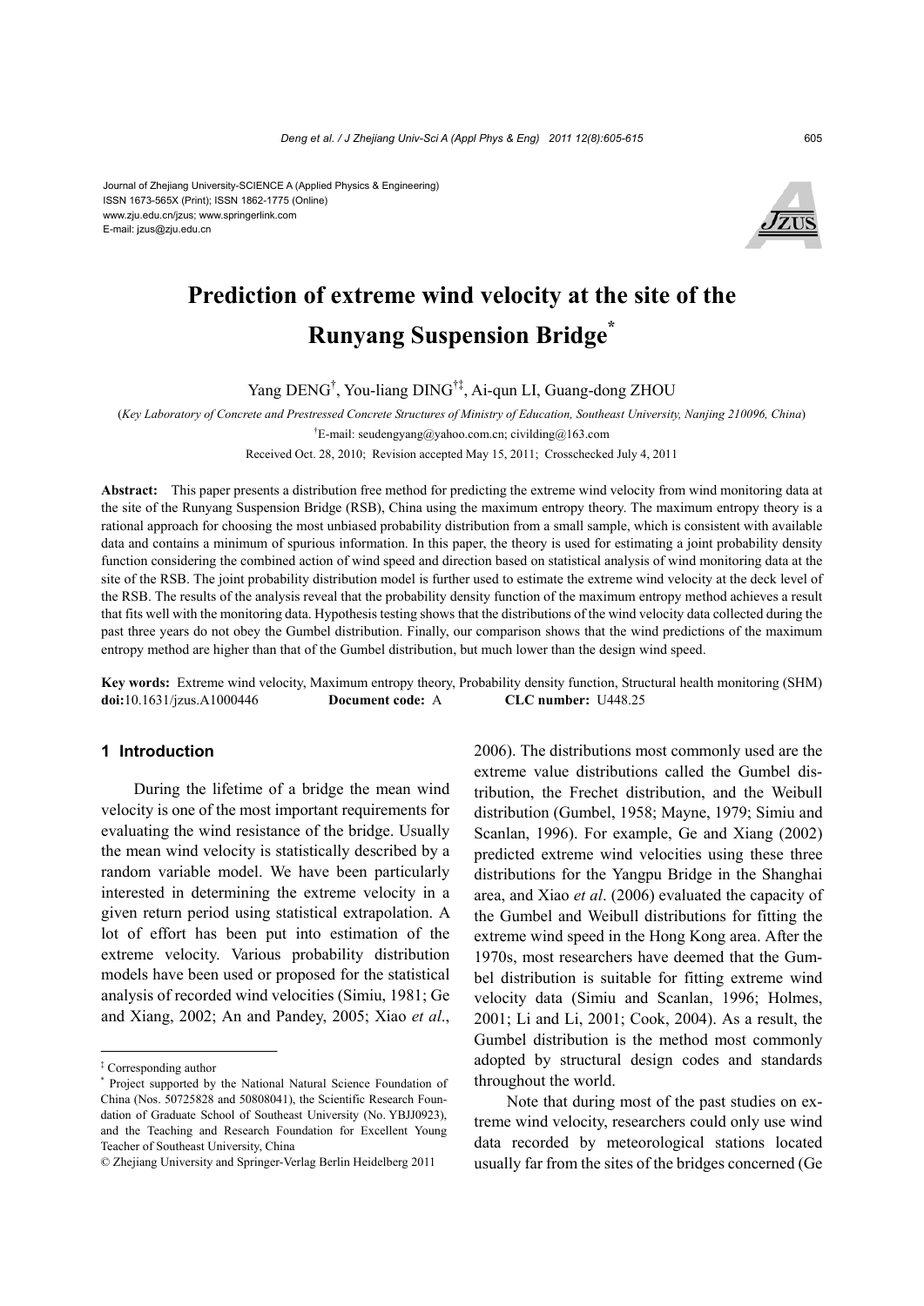Journal of Zhejiang University-SCIENCE A (Applied Physics & Engineering)
ISSN 1673-565X (Print); ISSN 1862-1775 (Online)
www.zju.edu.cn/jzus; www.springerlink.com
E-mail: jzus@zju.edu.cn

# Prediction of extreme wind velocity at the site of the Runyang Suspension Bridge*

Yang DENG†, You-liang DING†‡, Ai-qun LI, Guang-dong ZHOU

(*Key Laboratory of Concrete and Prestressed Concrete Structures of Ministry of Education, Southeast University, Nanjing 210096, China*)

†E-mail: seudengyang@yahoo.com.cn; civilding@163.com

Received Oct. 28, 2010; Revision accepted May 15, 2011; Crosschecked July 4, 2011

**Abstract:** This paper presents a distribution free method for predicting the extreme wind velocity from wind monitoring data at the site of the Runyang Suspension Bridge (RSB), China using the maximum entropy theory. The maximum entropy theory is a rational approach for choosing the most unbiased probability distribution from a small sample, which is consistent with available data and contains a minimum of spurious information. In this paper, the theory is used for estimating a joint probability density function considering the combined action of wind speed and direction based on statistical analysis of wind monitoring data at the site of the RSB. The joint probability distribution model is further used to estimate the extreme wind velocity at the deck level of the RSB. The results of the analysis reveal that the probability density function of the maximum entropy method achieves a result that fits well with the monitoring data. Hypothesis testing shows that the distributions of the wind velocity data collected during the past three years do not obey the Gumbel distribution. Finally, our comparison shows that the wind predictions of the maximum entropy method are higher than that of the Gumbel distribution, but much lower than the design wind speed.

**Key words:** Extreme wind velocity, Maximum entropy theory, Probability density function, Structural health monitoring (SHM)
**doi:**10.1631/jzus.A1000446 **Document code:** A **CLC number:** U448.25

## 1 Introduction

During the lifetime of a bridge the mean wind velocity is one of the most important requirements for evaluating the wind resistance of the bridge. Usually the mean wind velocity is statistically described by a random variable model. We have been particularly interested in determining the extreme velocity in a given return period using statistical extrapolation. A lot of effort has been put into estimation of the extreme velocity. Various probability distribution models have been used or proposed for the statistical analysis of recorded wind velocities (Simiu, 1981; Ge and Xiang, 2002; An and Pandey, 2005; Xiao *et al.*, 2006). The distributions most commonly used are the extreme value distributions called the Gumbel distribution, the Frechet distribution, and the Weibull distribution (Gumbel, 1958; Mayne, 1979; Simiu and Scanlan, 1996). For example, Ge and Xiang (2002) predicted extreme wind velocities using these three distributions for the Yangpu Bridge in the Shanghai area, and Xiao *et al*. (2006) evaluated the capacity of the Gumbel and Weibull distributions for fitting the extreme wind speed in the Hong Kong area. After the 1970s, most researchers have deemed that the Gumbel distribution is suitable for fitting extreme wind velocity data (Simiu and Scanlan, 1996; Holmes, 2001; Li and Li, 2001; Cook, 2004). As a result, the Gumbel distribution is the method most commonly adopted by structural design codes and standards throughout the world.

Note that during most of the past studies on extreme wind velocity, researchers could only use wind data recorded by meteorological stations located usually far from the sites of the bridges concerned (Ge

---

‡ Corresponding author

\* Project supported by the National Natural Science Foundation of China (Nos. 50725828 and 50808041), the Scientific Research Foundation of Graduate School of Southeast University (No. YBJJ0923), and the Teaching and Research Foundation for Excellent Young Teacher of Southeast University, China

© Zhejiang University and Springer-Verlag Berlin Heidelberg 2011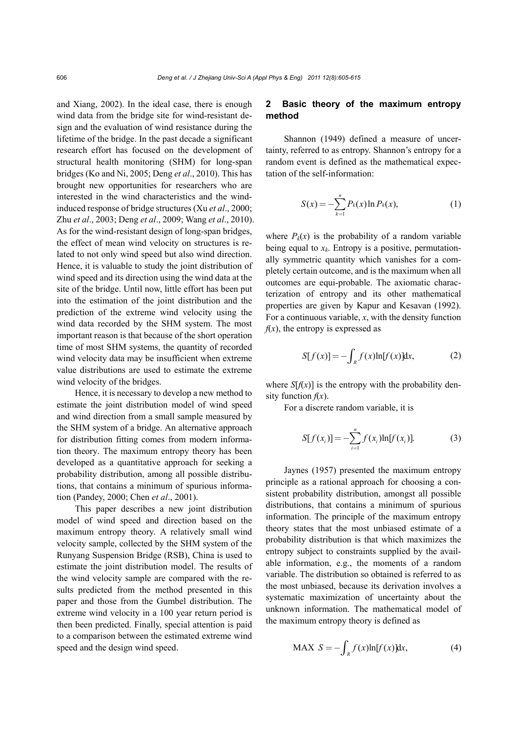and Xiang, 2002). In the ideal case, there is enough wind data from the bridge site for wind-resistant design and the evaluation of wind resistance during the lifetime of the bridge. In the past decade a significant research effort has focused on the development of structural health monitoring (SHM) for long-span bridges (Ko and Ni, 2005; Deng *et al*., 2010). This has brought new opportunities for researchers who are interested in the wind characteristics and the wind-induced response of bridge structures (Xu *et al*., 2000; Zhu *et al*., 2003; Deng *et al*., 2009; Wang *et al*., 2010). As for the wind-resistant design of long-span bridges, the effect of mean wind velocity on structures is related to not only wind speed but also wind direction. Hence, it is valuable to study the joint distribution of wind speed and its direction using the wind data at the site of the bridge. Until now, little effort has been put into the estimation of the joint distribution and the prediction of the extreme wind velocity using the wind data recorded by the SHM system. The most important reason is that because of the short operation time of most SHM systems, the quantity of recorded wind velocity data may be insufficient when extreme value distributions are used to estimate the extreme wind velocity of the bridges.

Hence, it is necessary to develop a new method to estimate the joint distribution model of wind speed and wind direction from a small sample measured by the SHM system of a bridge. An alternative approach for distribution fitting comes from modern information theory. The maximum entropy theory has been developed as a quantitative approach for seeking a probability distribution, among all possible distributions, that contains a minimum of spurious information (Pandey, 2000; Chen *et al*., 2001).

This paper describes a new joint distribution model of wind speed and direction based on the maximum entropy theory. A relatively small wind velocity sample, collected by the SHM system of the Runyang Suspension Bridge (RSB), China is used to estimate the joint distribution model. The results of the wind velocity sample are compared with the results predicted from the method presented in this paper and those from the Gumbel distribution. The extreme wind velocity in a 100 year return period is then been predicted. Finally, special attention is paid to a comparison between the estimated extreme wind speed and the design wind speed.

## 2 Basic theory of the maximum entropy method

Shannon (1949) defined a measure of uncertainty, referred to as entropy. Shannon's entropy for a random event is defined as the mathematical expectation of the self-information:

$$S(x) = -\sum_{k=1}^{n} P_k(x)\ln P_k(x), \tag{1}$$

where $P_k(x)$ is the probability of a random variable being equal to $x_k$. Entropy is a positive, permutationally symmetric quantity which vanishes for a completely certain outcome, and is the maximum when all outcomes are equi-probable. The axiomatic characterization of entropy and its other mathematical properties are given by Kapur and Kesavan (1992). For a continuous variable, $x$, with the density function $f(x)$, the entropy is expressed as

$$S[f(x)] = -\int_R f(x)\ln[f(x)]\mathrm{d}x, \tag{2}$$

where $S[f(x)]$ is the entropy with the probability density function $f(x)$.

For a discrete random variable, it is

$$S[f(x_i)] = -\sum_{i=1}^{n} f(x_i)\ln[f(x_i)]. \tag{3}$$

Jaynes (1957) presented the maximum entropy principle as a rational approach for choosing a consistent probability distribution, amongst all possible distributions, that contains a minimum of spurious information. The principle of the maximum entropy theory states that the most unbiased estimate of a probability distribution is that which maximizes the entropy subject to constraints supplied by the available information, e.g., the moments of a random variable. The distribution so obtained is referred to as the most unbiased, because its derivation involves a systematic maximization of uncertainty about the unknown information. The mathematical model of the maximum entropy theory is defined as

$$\text{MAX } S = -\int_R f(x)\ln[f(x)]\mathrm{d}x, \tag{4}$$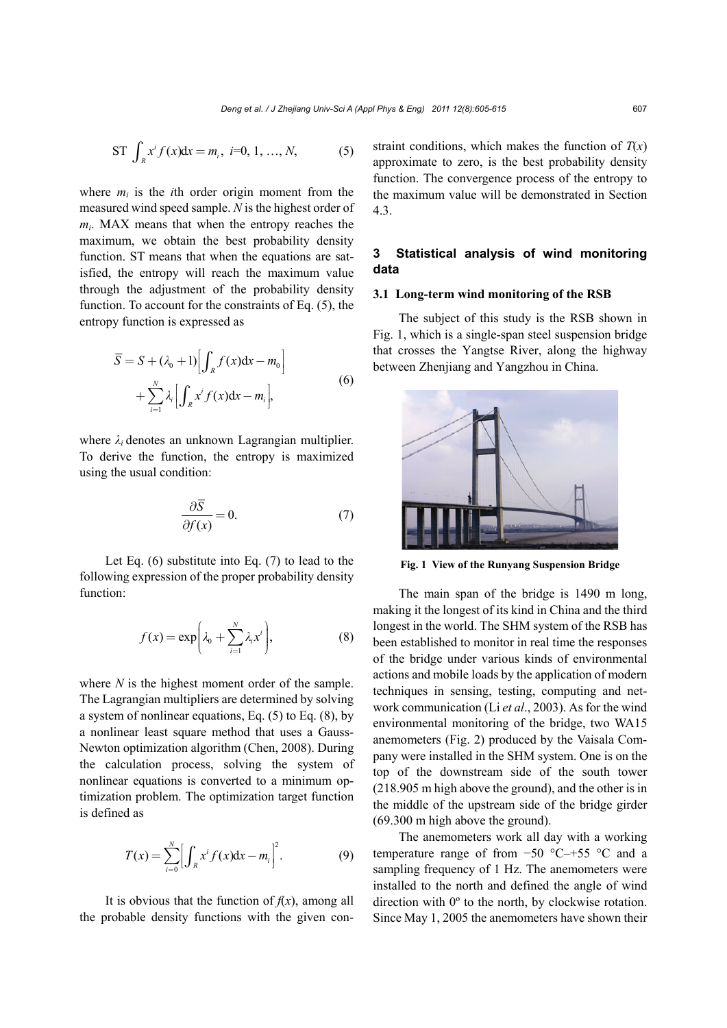$$\text{ST} \int_R x^i f(x)\mathrm{d}x = m_i,\ i=0, 1, \ldots, N, \tag{5}$$

where $m_i$ is the $i$th order origin moment from the measured wind speed sample. $N$ is the highest order of $m_i$. MAX means that when the entropy reaches the maximum, we obtain the best probability density function. ST means that when the equations are satisfied, the entropy will reach the maximum value through the adjustment of the probability density function. To account for the constraints of Eq. (5), the entropy function is expressed as

$$\overline{S} = S + (\lambda_0 + 1)\left[\int_R f(x)\mathrm{d}x - m_0\right] + \sum_{i=1}^{N} \lambda_i \left[\int_R x^i f(x)\mathrm{d}x - m_i\right], \tag{6}$$

where $\lambda_i$ denotes an unknown Lagrangian multiplier. To derive the function, the entropy is maximized using the usual condition:

$$\frac{\partial \overline{S}}{\partial f(x)} = 0. \tag{7}$$

Let Eq. (6) substitute into Eq. (7) to lead to the following expression of the proper probability density function:

$$f(x) = \exp\left(\lambda_0 + \sum_{i=1}^{N} \lambda_i x^i\right), \tag{8}$$

where $N$ is the highest moment order of the sample. The Lagrangian multipliers are determined by solving a system of nonlinear equations, Eq. (5) to Eq. (8), by a nonlinear least square method that uses a Gauss-Newton optimization algorithm (Chen, 2008). During the calculation process, solving the system of nonlinear equations is converted to a minimum optimization problem. The optimization target function is defined as

$$T(x) = \sum_{i=0}^{N} \left[\int_R x^i f(x)\mathrm{d}x - m_i\right]^2. \tag{9}$$

It is obvious that the function of $f(x)$, among all the probable density functions with the given constraint conditions, which makes the function of $T(x)$ approximate to zero, is the best probability density function. The convergence process of the entropy to the maximum value will be demonstrated in Section 4.3.

## 3 Statistical analysis of wind monitoring data

### 3.1 Long-term wind monitoring of the RSB

The subject of this study is the RSB shown in Fig. 1, which is a single-span steel suspension bridge that crosses the Yangtse River, along the highway between Zhenjiang and Yangzhou in China.

**Fig. 1 View of the Runyang Suspension Bridge**

The main span of the bridge is 1490 m long, making it the longest of its kind in China and the third longest in the world. The SHM system of the RSB has been established to monitor in real time the responses of the bridge under various kinds of environmental actions and mobile loads by the application of modern techniques in sensing, testing, computing and network communication (Li *et al*., 2003). As for the wind environmental monitoring of the bridge, two WA15 anemometers (Fig. 2) produced by the Vaisala Company were installed in the SHM system. One is on the top of the downstream side of the south tower (218.905 m high above the ground), and the other is in the middle of the upstream side of the bridge girder (69.300 m high above the ground).

The anemometers work all day with a working temperature range of from −50 °C–+55 °C and a sampling frequency of 1 Hz. The anemometers were installed to the north and defined the angle of wind direction with 0º to the north, by clockwise rotation. Since May 1, 2005 the anemometers have shown their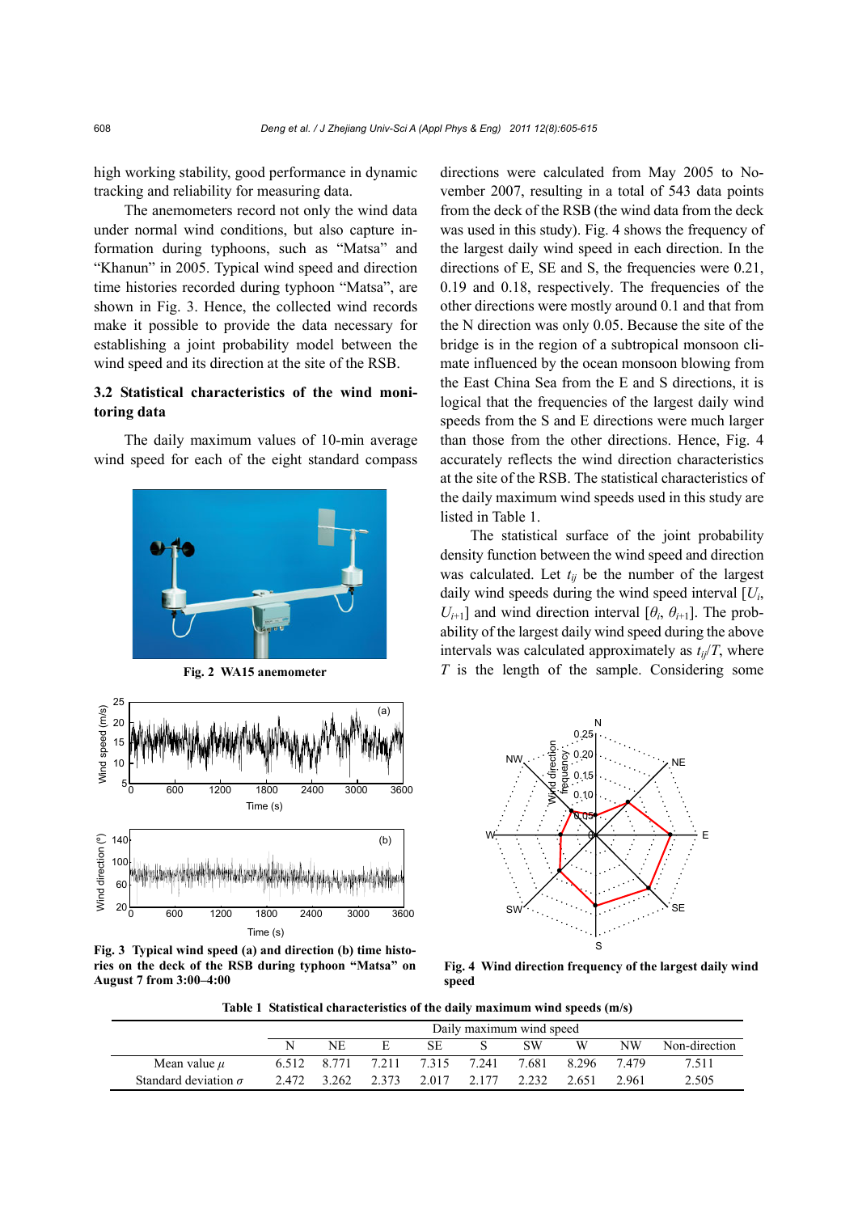high working stability, good performance in dynamic tracking and reliability for measuring data.

The anemometers record not only the wind data under normal wind conditions, but also capture information during typhoons, such as “Matsa” and “Khanun” in 2005. Typical wind speed and direction time histories recorded during typhoon “Matsa”, are shown in Fig. 3. Hence, the collected wind records make it possible to provide the data necessary for establishing a joint probability model between the wind speed and its direction at the site of the RSB.

### 3.2 Statistical characteristics of the wind monitoring data

The daily maximum values of 10-min average wind speed for each of the eight standard compass directions were calculated from May 2005 to November 2007, resulting in a total of 543 data points from the deck of the RSB (the wind data from the deck was used in this study). Fig. 4 shows the frequency of the largest daily wind speed in each direction. In the directions of E, SE and S, the frequencies were 0.21, 0.19 and 0.18, respectively. The frequencies of the other directions were mostly around 0.1 and that from the N direction was only 0.05. Because the site of the bridge is in the region of a subtropical monsoon climate influenced by the ocean monsoon blowing from the East China Sea from the E and S directions, it is logical that the frequencies of the largest daily wind speeds from the S and E directions were much larger than those from the other directions. Hence, Fig. 4 accurately reflects the wind direction characteristics at the site of the RSB. The statistical characteristics of the daily maximum wind speeds used in this study are listed in Table 1.

The statistical surface of the joint probability density function between the wind speed and direction was calculated. Let $t_{ij}$ be the number of the largest daily wind speeds during the wind speed interval $[U_i, U_{i+1}]$ and wind direction interval $[\theta_i, \theta_{i+1}]$. The probability of the largest daily wind speed during the above intervals was calculated approximately as $t_{ij}/T$, where $T$ is the length of the sample. Considering some

Fig. 2 WA15 anemometer

Fig. 3 Typical wind speed (a) and direction (b) time histories on the deck of the RSB during typhoon “Matsa” on August 7 from 3:00–4:00

Fig. 4 Wind direction frequency of the largest daily wind speed

**Table 1 Statistical characteristics of the daily maximum wind speeds (m/s)**

| | Daily maximum wind speed | | | | | | | | |
|---|---|---|---|---|---|---|---|---|---|
| | N | NE | E | SE | S | SW | W | NW | Non-direction |
| Mean value $\mu$ | 6.512 | 8.771 | 7.211 | 7.315 | 7.241 | 7.681 | 8.296 | 7.479 | 7.511 |
| Standard deviation $\sigma$ | 2.472 | 3.262 | 2.373 | 2.017 | 2.177 | 2.232 | 2.651 | 2.961 | 2.505 |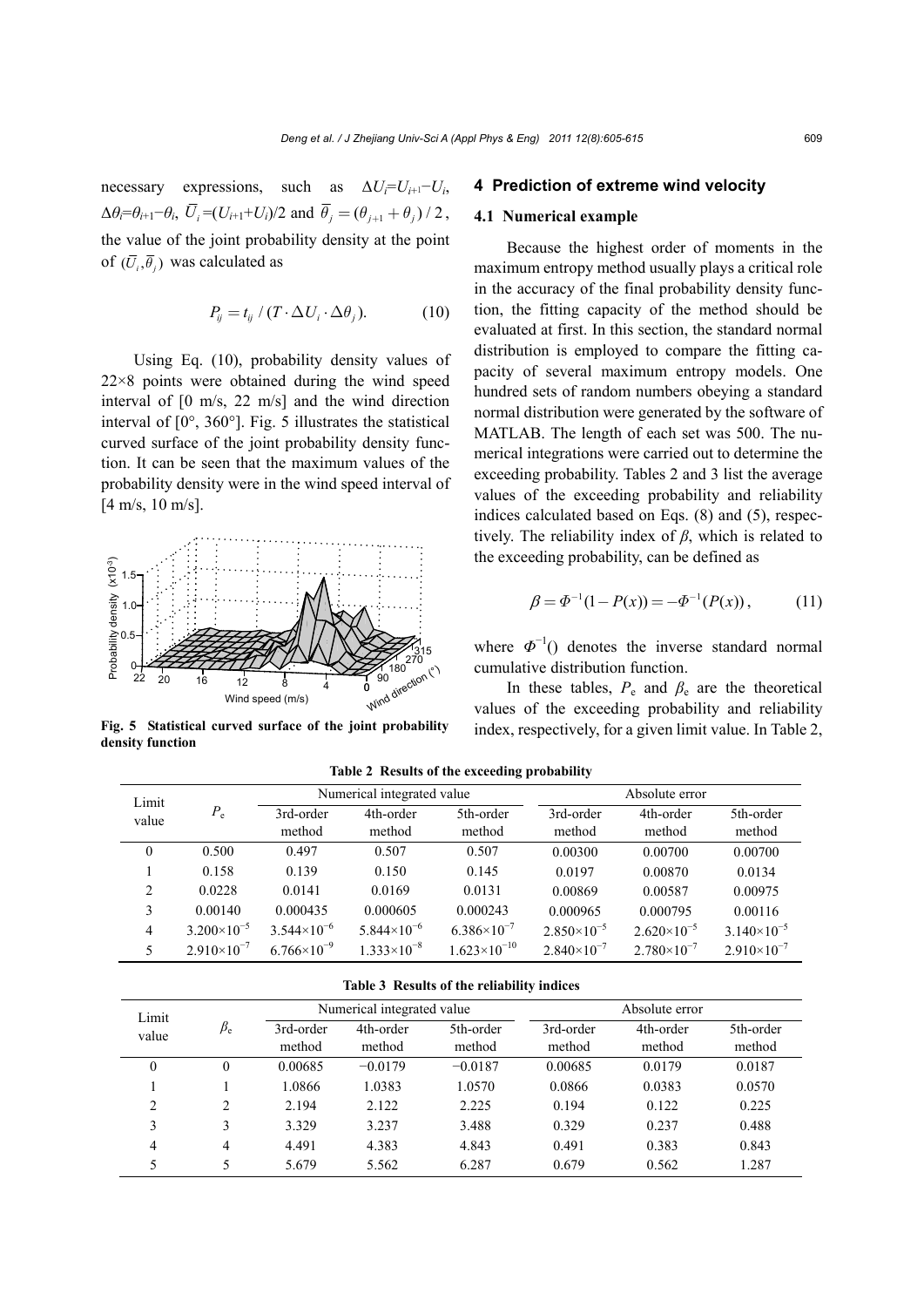necessary expressions, such as $\Delta U_i = U_{i+1} - U_i$, $\Delta\theta_i = \theta_{i+1} - \theta_i$, $\bar{U}_i = (U_{i+1} + U_i)/2$ and $\bar{\theta}_j = (\theta_{j+1} + \theta_j)/2$, the value of the joint probability density at the point of $(\bar{U}_i, \bar{\theta}_j)$ was calculated as

$$P_{ij} = t_{ij} / (T \cdot \Delta U_i \cdot \Delta\theta_j). \tag{10}$$

Using Eq. (10), probability density values of 22×8 points were obtained during the wind speed interval of [0 m/s, 22 m/s] and the wind direction interval of [0°, 360°]. Fig. 5 illustrates the statistical curved surface of the joint probability density function. It can be seen that the maximum values of the probability density were in the wind speed interval of [4 m/s, 10 m/s].

**Fig. 5 Statistical curved surface of the joint probability density function**

## 4 Prediction of extreme wind velocity

### 4.1 Numerical example

Because the highest order of moments in the maximum entropy method usually plays a critical role in the accuracy of the final probability density function, the fitting capacity of the method should be evaluated at first. In this section, the standard normal distribution is employed to compare the fitting capacity of several maximum entropy models. One hundred sets of random numbers obeying a standard normal distribution were generated by the software of MATLAB. The length of each set was 500. The numerical integrations were carried out to determine the exceeding probability. Tables 2 and 3 list the average values of the exceeding probability and reliability indices calculated based on Eqs. (8) and (5), respectively. The reliability index of $\beta$, which is related to the exceeding probability, can be defined as

$$\beta = \Phi^{-1}(1 - P(x)) = -\Phi^{-1}(P(x)), \tag{11}$$

where $\Phi^{-1}()$ denotes the inverse standard normal cumulative distribution function.

In these tables, $P_e$ and $\beta_e$ are the theoretical values of the exceeding probability and reliability index, respectively, for a given limit value. In Table 2,

**Table 2 Results of the exceeding probability**

| Limit value | $P_e$ | Numerical integrated value | | | Absolute error | | |
|---|---|---|---|---|---|---|---|
| | | 3rd-order method | 4th-order method | 5th-order method | 3rd-order method | 4th-order method | 5th-order method |
| 0 | 0.500 | 0.497 | 0.507 | 0.507 | 0.00300 | 0.00700 | 0.00700 |
| 1 | 0.158 | 0.139 | 0.150 | 0.145 | 0.0197 | 0.00870 | 0.0134 |
| 2 | 0.0228 | 0.0141 | 0.0169 | 0.0131 | 0.00869 | 0.00587 | 0.00975 |
| 3 | 0.00140 | 0.000435 | 0.000605 | 0.000243 | 0.000965 | 0.000795 | 0.00116 |
| 4 | $3.200\times10^{-5}$ | $3.544\times10^{-6}$ | $5.844\times10^{-6}$ | $6.386\times10^{-7}$ | $2.850\times10^{-5}$ | $2.620\times10^{-5}$ | $3.140\times10^{-5}$ |
| 5 | $2.910\times10^{-7}$ | $6.766\times10^{-9}$ | $1.333\times10^{-8}$ | $1.623\times10^{-10}$ | $2.840\times10^{-7}$ | $2.780\times10^{-7}$ | $2.910\times10^{-7}$ |

**Table 3 Results of the reliability indices**

| Limit value | $\beta_e$ | Numerical integrated value | | | Absolute error | | |
|---|---|---|---|---|---|---|---|
| | | 3rd-order method | 4th-order method | 5th-order method | 3rd-order method | 4th-order method | 5th-order method |
| 0 | 0 | 0.00685 | −0.0179 | −0.0187 | 0.00685 | 0.0179 | 0.0187 |
| 1 | 1 | 1.0866 | 1.0383 | 1.0570 | 0.0866 | 0.0383 | 0.0570 |
| 2 | 2 | 2.194 | 2.122 | 2.225 | 0.194 | 0.122 | 0.225 |
| 3 | 3 | 3.329 | 3.237 | 3.488 | 0.329 | 0.237 | 0.488 |
| 4 | 4 | 4.491 | 4.383 | 4.843 | 0.491 | 0.383 | 0.843 |
| 5 | 5 | 5.679 | 5.562 | 6.287 | 0.679 | 0.562 | 1.287 |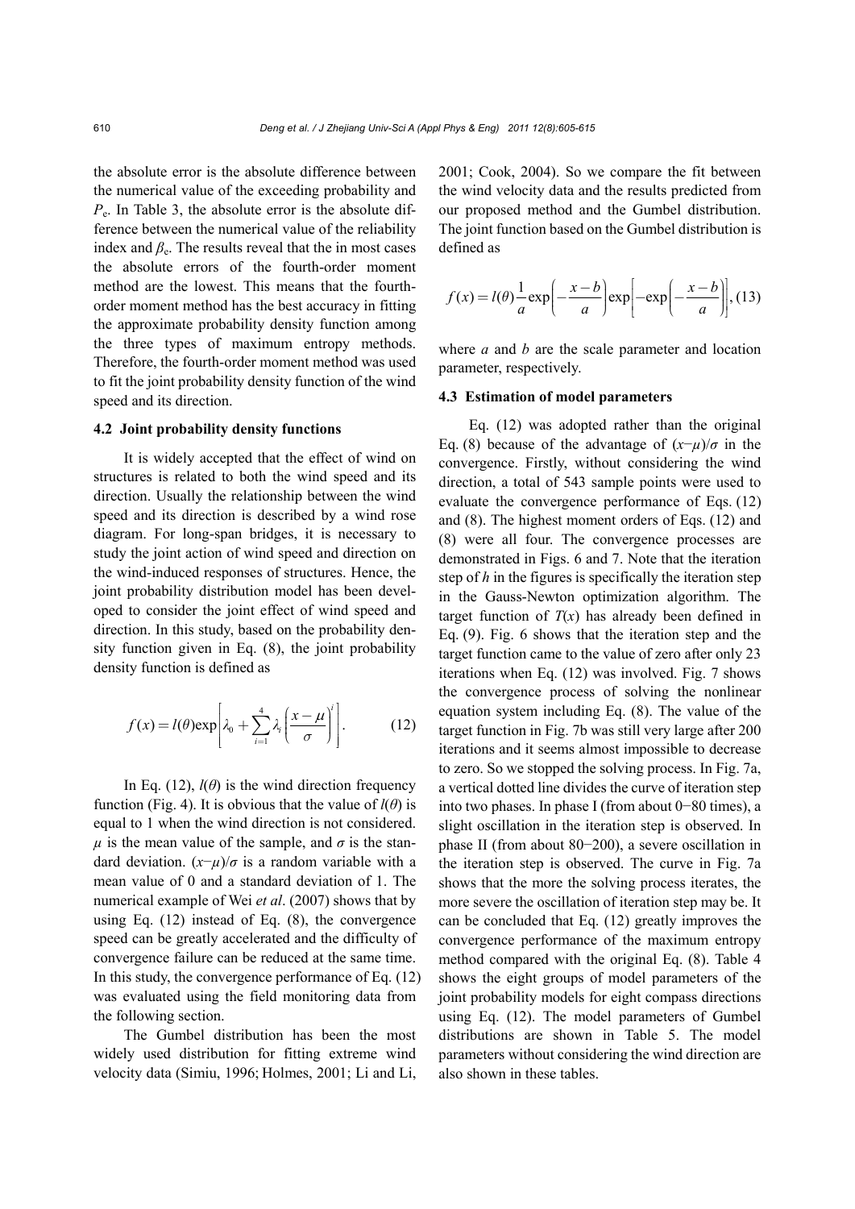the absolute error is the absolute difference between the numerical value of the exceeding probability and $P_e$. In Table 3, the absolute error is the absolute difference between the numerical value of the reliability index and $\beta_e$. The results reveal that the in most cases the absolute errors of the fourth-order moment method are the lowest. This means that the fourth-order moment method has the best accuracy in fitting the approximate probability density function among the three types of maximum entropy methods. Therefore, the fourth-order moment method was used to fit the joint probability density function of the wind speed and its direction.

### 4.2 Joint probability density functions

It is widely accepted that the effect of wind on structures is related to both the wind speed and its direction. Usually the relationship between the wind speed and its direction is described by a wind rose diagram. For long-span bridges, it is necessary to study the joint action of wind speed and direction on the wind-induced responses of structures. Hence, the joint probability distribution model has been developed to consider the joint effect of wind speed and direction. In this study, based on the probability density function given in Eq. (8), the joint probability density function is defined as

$$f(x) = l(\theta)\exp\left[\lambda_0 + \sum_{i=1}^{4}\lambda_i\left(\frac{x-\mu}{\sigma}\right)^i\right]. \tag{12}$$

In Eq. (12), $l(\theta)$ is the wind direction frequency function (Fig. 4). It is obvious that the value of $l(\theta)$ is equal to 1 when the wind direction is not considered. $\mu$ is the mean value of the sample, and $\sigma$ is the standard deviation. $(x-\mu)/\sigma$ is a random variable with a mean value of 0 and a standard deviation of 1. The numerical example of Wei *et al*. (2007) shows that by using Eq. (12) instead of Eq. (8), the convergence speed can be greatly accelerated and the difficulty of convergence failure can be reduced at the same time. In this study, the convergence performance of Eq. (12) was evaluated using the field monitoring data from the following section.

The Gumbel distribution has been the most widely used distribution for fitting extreme wind velocity data (Simiu, 1996; Holmes, 2001; Li and Li, 2001; Cook, 2004). So we compare the fit between the wind velocity data and the results predicted from our proposed method and the Gumbel distribution. The joint function based on the Gumbel distribution is defined as

$$f(x) = l(\theta)\frac{1}{a}\exp\left(-\frac{x-b}{a}\right)\exp\left[-\exp\left(-\frac{x-b}{a}\right)\right], \tag{13}$$

where $a$ and $b$ are the scale parameter and location parameter, respectively.

### 4.3 Estimation of model parameters

Eq. (12) was adopted rather than the original Eq. (8) because of the advantage of $(x-\mu)/\sigma$ in the convergence. Firstly, without considering the wind direction, a total of 543 sample points were used to evaluate the convergence performance of Eqs. (12) and (8). The highest moment orders of Eqs. (12) and (8) were all four. The convergence processes are demonstrated in Figs. 6 and 7. Note that the iteration step of $h$ in the figures is specifically the iteration step in the Gauss-Newton optimization algorithm. The target function of $T(x)$ has already been defined in Eq. (9). Fig. 6 shows that the iteration step and the target function came to the value of zero after only 23 iterations when Eq. (12) was involved. Fig. 7 shows the convergence process of solving the nonlinear equation system including Eq. (8). The value of the target function in Fig. 7b was still very large after 200 iterations and it seems almost impossible to decrease to zero. So we stopped the solving process. In Fig. 7a, a vertical dotted line divides the curve of iteration step into two phases. In phase I (from about 0−80 times), a slight oscillation in the iteration step is observed. In phase II (from about 80−200), a severe oscillation in the iteration step is observed. The curve in Fig. 7a shows that the more the solving process iterates, the more severe the oscillation of iteration step may be. It can be concluded that Eq. (12) greatly improves the convergence performance of the maximum entropy method compared with the original Eq. (8). Table 4 shows the eight groups of model parameters of the joint probability models for eight compass directions using Eq. (12). The model parameters of Gumbel distributions are shown in Table 5. The model parameters without considering the wind direction are also shown in these tables.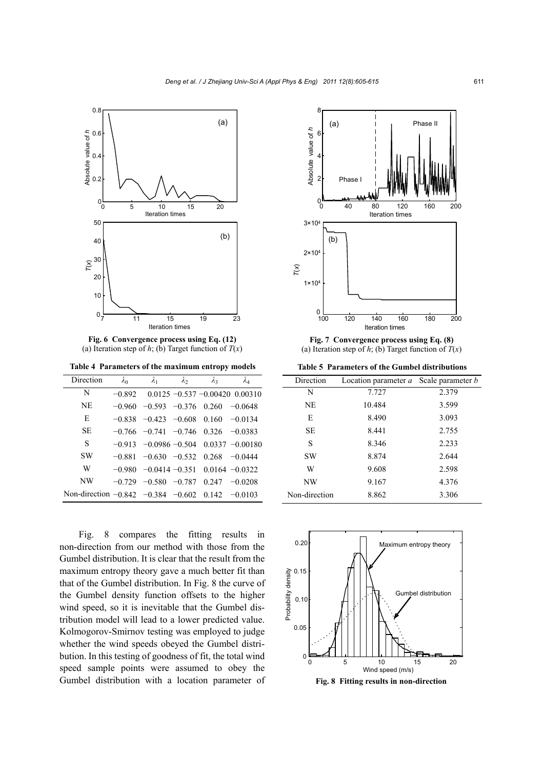Fig. 6 Convergence process using Eq. (12)
(a) Iteration step of $h$; (b) Target function of $T(x)$

Fig. 7 Convergence process using Eq. (8)
(a) Iteration step of $h$; (b) Target function of $T(x)$

**Table 4 Parameters of the maximum entropy models**

| Direction | $\lambda_0$ | $\lambda_1$ | $\lambda_2$ | $\lambda_3$ | $\lambda_4$ |
|---|---|---|---|---|---|
| N | −0.892 | 0.0125 | −0.537 | −0.00420 | 0.00310 |
| NE | −0.960 | −0.593 | −0.376 | 0.260 | −0.0648 |
| E | −0.838 | −0.423 | −0.608 | 0.160 | −0.0134 |
| SE | −0.766 | −0.741 | −0.746 | 0.326 | −0.0383 |
| S | −0.913 | −0.0986 | −0.504 | 0.0337 | −0.00180 |
| SW | −0.881 | −0.630 | −0.532 | 0.268 | −0.0444 |
| W | −0.980 | −0.0414 | −0.351 | 0.0164 | −0.0322 |
| NW | −0.729 | −0.580 | −0.787 | 0.247 | −0.0208 |
| Non-direction | −0.842 | −0.384 | −0.602 | 0.142 | −0.0103 |

**Table 5 Parameters of the Gumbel distributions**

| Direction | Location parameter $a$ | Scale parameter $b$ |
|---|---|---|
| N | 7.727 | 2.379 |
| NE | 10.484 | 3.599 |
| E | 8.490 | 3.093 |
| SE | 8.441 | 2.755 |
| S | 8.346 | 2.233 |
| SW | 8.874 | 2.644 |
| W | 9.608 | 2.598 |
| NW | 9.167 | 4.376 |
| Non-direction | 8.862 | 3.306 |

Fig. 8 compares the fitting results in non-direction from our method with those from the Gumbel distribution. It is clear that the result from the maximum entropy theory gave a much better fit than that of the Gumbel distribution. In Fig. 8 the curve of the Gumbel density function offsets to the higher wind speed, so it is inevitable that the Gumbel distribution model will lead to a lower predicted value. Kolmogorov-Smirnov testing was employed to judge whether the wind speeds obeyed the Gumbel distribution. In this testing of goodness of fit, the total wind speed sample points were assumed to obey the Gumbel distribution with a location parameter of

Fig. 8 Fitting results in non-direction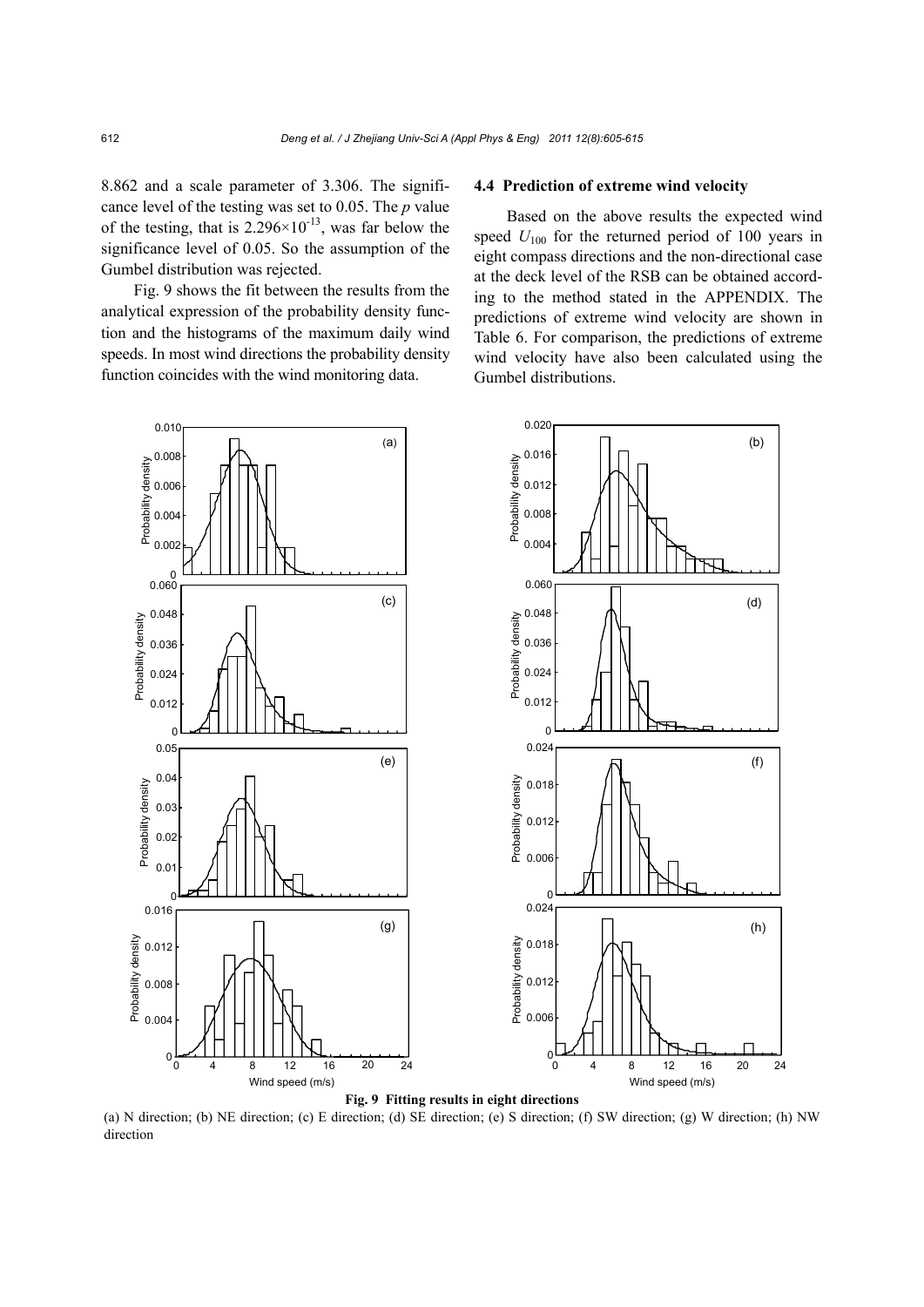8.862 and a scale parameter of 3.306. The significance level of the testing was set to 0.05. The *p* value of the testing, that is $2.296\times10^{-13}$, was far below the significance level of 0.05. So the assumption of the Gumbel distribution was rejected.

Fig. 9 shows the fit between the results from the analytical expression of the probability density function and the histograms of the maximum daily wind speeds. In most wind directions the probability density function coincides with the wind monitoring data.

### 4.4 Prediction of extreme wind velocity

Based on the above results the expected wind speed $U_{100}$ for the returned period of 100 years in eight compass directions and the non-directional case at the deck level of the RSB can be obtained according to the method stated in the APPENDIX. The predictions of extreme wind velocity are shown in Table 6. For comparison, the predictions of extreme wind velocity have also been calculated using the Gumbel distributions.

**Fig. 9 Fitting results in eight directions**

(a) N direction; (b) NE direction; (c) E direction; (d) SE direction; (e) S direction; (f) SW direction; (g) W direction; (h) NW direction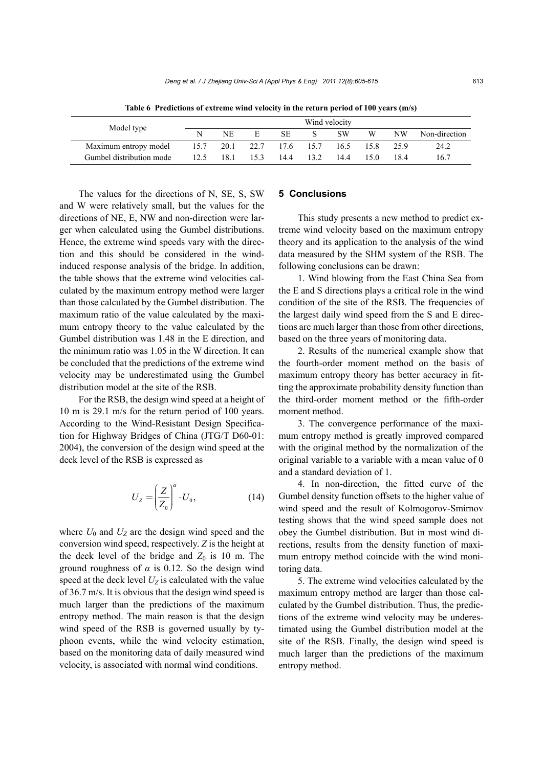**Table 6 Predictions of extreme wind velocity in the return period of 100 years (m/s)**

| Model type | Wind velocity | | | | | | | | |
|---|---|---|---|---|---|---|---|---|---|
| | N | NE | E | SE | S | SW | W | NW | Non-direction |
| Maximum entropy model | 15.7 | 20.1 | 22.7 | 17.6 | 15.7 | 16.5 | 15.8 | 25.9 | 24.2 |
| Gumbel distribution mode | 12.5 | 18.1 | 15.3 | 14.4 | 13.2 | 14.4 | 15.0 | 18.4 | 16.7 |

The values for the directions of N, SE, S, SW and W were relatively small, but the values for the directions of NE, E, NW and non-direction were larger when calculated using the Gumbel distributions. Hence, the extreme wind speeds vary with the direction and this should be considered in the wind-induced response analysis of the bridge. In addition, the table shows that the extreme wind velocities calculated by the maximum entropy method were larger than those calculated by the Gumbel distribution. The maximum ratio of the value calculated by the maximum entropy theory to the value calculated by the Gumbel distribution was 1.48 in the E direction, and the minimum ratio was 1.05 in the W direction. It can be concluded that the predictions of the extreme wind velocity may be underestimated using the Gumbel distribution model at the site of the RSB.

For the RSB, the design wind speed at a height of 10 m is 29.1 m/s for the return period of 100 years. According to the Wind-Resistant Design Specification for Highway Bridges of China (JTG/T D60-01: 2004), the conversion of the design wind speed at the deck level of the RSB is expressed as

$$U_Z = \left(\frac{Z}{Z_0}\right)^{\alpha} \cdot U_0, \tag{14}$$

where $U_0$ and $U_Z$ are the design wind speed and the conversion wind speed, respectively. $Z$ is the height at the deck level of the bridge and $Z_0$ is 10 m. The ground roughness of $\alpha$ is 0.12. So the design wind speed at the deck level $U_Z$ is calculated with the value of 36.7 m/s. It is obvious that the design wind speed is much larger than the predictions of the maximum entropy method. The main reason is that the design wind speed of the RSB is governed usually by typhoon events, while the wind velocity estimation, based on the monitoring data of daily measured wind velocity, is associated with normal wind conditions.

## 5 Conclusions

This study presents a new method to predict extreme wind velocity based on the maximum entropy theory and its application to the analysis of the wind data measured by the SHM system of the RSB. The following conclusions can be drawn:

1. Wind blowing from the East China Sea from the E and S directions plays a critical role in the wind condition of the site of the RSB. The frequencies of the largest daily wind speed from the S and E directions are much larger than those from other directions, based on the three years of monitoring data.

2. Results of the numerical example show that the fourth-order moment method on the basis of maximum entropy theory has better accuracy in fitting the approximate probability density function than the third-order moment method or the fifth-order moment method.

3. The convergence performance of the maximum entropy method is greatly improved compared with the original method by the normalization of the original variable to a variable with a mean value of 0 and a standard deviation of 1.

4. In non-direction, the fitted curve of the Gumbel density function offsets to the higher value of wind speed and the result of Kolmogorov-Smirnov testing shows that the wind speed sample does not obey the Gumbel distribution. But in most wind directions, results from the density function of maximum entropy method coincide with the wind monitoring data.

5. The extreme wind velocities calculated by the maximum entropy method are larger than those calculated by the Gumbel distribution. Thus, the predictions of the extreme wind velocity may be underestimated using the Gumbel distribution model at the site of the RSB. Finally, the design wind speed is much larger than the predictions of the maximum entropy method.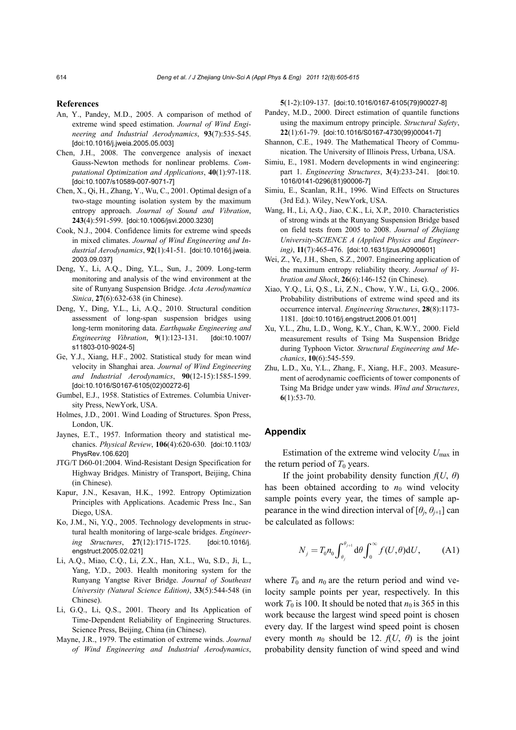## References

An, Y., Pandey, M.D., 2005. A comparison of method of extreme wind speed estimation. *Journal of Wind Engineering and Industrial Aerodynamics*, **93**(7):535-545. [doi:10.1016/j.jweia.2005.05.003]

Chen, J.H., 2008. The convergence analysis of inexact Gauss-Newton methods for nonlinear problems. *Computational Optimization and Applications*, **40**(1):97-118. [doi:10.1007/s10589-007-9071-7]

Chen, X., Qi, H., Zhang, Y., Wu, C., 2001. Optimal design of a two-stage mounting isolation system by the maximum entropy approach. *Journal of Sound and Vibration*, **243**(4):591-599. [doi:10.1006/jsvi.2000.3230]

Cook, N.J., 2004. Confidence limits for extreme wind speeds in mixed climates. *Journal of Wind Engineering and Industrial Aerodynamics*, **92**(1):41-51. [doi:10.1016/j.jweia.2003.09.037]

Deng, Y., Li, A.Q., Ding, Y.L., Sun, J., 2009. Long-term monitoring and analysis of the wind environment at the site of Runyang Suspension Bridge. *Acta Aerodynamica Sinica*, **27**(6):632-638 (in Chinese).

Deng, Y., Ding, Y.L., Li, A.Q., 2010. Structural condition assessment of long-span suspension bridges using long-term monitoring data. *Earthquake Engineering and Engineering Vibration*, **9**(1):123-131. [doi:10.1007/s11803-010-9024-5]

Ge, Y.J., Xiang, H.F., 2002. Statistical study for mean wind velocity in Shanghai area. *Journal of Wind Engineering and Industrial Aerodynamics*, **90**(12-15):1585-1599. [doi:10.1016/S0167-6105(02)00272-6]

Gumbel, E.J., 1958. Statistics of Extremes. Columbia University Press, NewYork, USA.

Holmes, J.D., 2001. Wind Loading of Structures. Spon Press, London, UK.

Jaynes, E.T., 1957. Information theory and statistical mechanics. *Physical Review*, **106**(4):620-630. [doi:10.1103/PhysRev.106.620]

JTG/T D60-01:2004. Wind-Resistant Design Specification for Highway Bridges. Ministry of Transport, Beijing, China (in Chinese).

Kapur, J.N., Kesavan, H.K., 1992. Entropy Optimization Principles with Applications. Academic Press Inc., San Diego, USA.

Ko, J.M., Ni, Y.Q., 2005. Technology developments in structural health monitoring of large-scale bridges. *Engineering Structures*, **27**(12):1715-1725. [doi:10.1016/j.engstruct.2005.02.021]

Li, A.Q., Miao, C.Q., Li, Z.X., Han, X.L., Wu, S.D., Ji, L., Yang, Y.D., 2003. Health monitoring system for the Runyang Yangtse River Bridge. *Journal of Southeast University (Natural Science Edition)*, **33**(5):544-548 (in Chinese).

Li, G.Q., Li, Q.S., 2001. Theory and Its Application of Time-Dependent Reliability of Engineering Structures. Science Press, Beijing, China (in Chinese).

Mayne, J.R., 1979. The estimation of extreme winds. *Journal of Wind Engineering and Industrial Aerodynamics*, **5**(1-2):109-137. [doi:10.1016/0167-6105(79)90027-8]

Pandey, M.D., 2000. Direct estimation of quantile functions using the maximum entropy principle. *Structural Safety*, **22**(1):61-79. [doi:10.1016/S0167-4730(99)00041-7]

Shannon, C.E., 1949. The Mathematical Theory of Communication. The University of Illinois Press, Urbana, USA.

Simiu, E., 1981. Modern developments in wind engineering: part 1. *Engineering Structures*, **3**(4):233-241. [doi:10.1016/0141-0296(81)90006-7]

Simiu, E., Scanlan, R.H., 1996. Wind Effects on Structures (3rd Ed.). Wiley, NewYork, USA.

Wang, H., Li, A.Q., Jiao, C.K., Li, X.P., 2010. Characteristics of strong winds at the Runyang Suspension Bridge based on field tests from 2005 to 2008. *Journal of Zhejiang University-SCIENCE A (Applied Physics and Engineering)*, **11**(7):465-476. [doi:10.1631/jzus.A0900601]

Wei, Z., Ye, J.H., Shen, S.Z., 2007. Engineering application of the maximum entropy reliability theory. *Journal of Vibration and Shock*, **26**(6):146-152 (in Chinese).

Xiao, Y.Q., Li, Q.S., Li, Z.N., Chow, Y.W., Li, G.Q., 2006. Probability distributions of extreme wind speed and its occurrence interval. *Engineering Structures*, **28**(8):1173-1181. [doi:10.1016/j.engstruct.2006.01.001]

Xu, Y.L., Zhu, L.D., Wong, K.Y., Chan, K.W.Y., 2000. Field measurement results of Tsing Ma Suspension Bridge during Typhoon Victor. *Structural Engineering and Mechanics*, **10**(6):545-559.

Zhu, L.D., Xu, Y.L., Zhang, F., Xiang, H.F., 2003. Measurement of aerodynamic coefficients of tower components of Tsing Ma Bridge under yaw winds. *Wind and Structures*, **6**(1):53-70.

## Appendix

Estimation of the extreme wind velocity $U_{\max}$ in the return period of $T_0$ years.

If the joint probability density function $f(U, \theta)$ has been obtained according to $n_0$ wind velocity sample points every year, the times of sample appearance in the wind direction interval of $[\theta_j, \theta_{j+1}]$ can be calculated as follows:

$$N_j = T_0 n_0 \int_{\theta_j}^{\theta_{j+1}} \mathrm{d}\theta \int_0^{\infty} f(U,\theta)\mathrm{d}U, \tag{A1}$$

where $T_0$ and $n_0$ are the return period and wind velocity sample points per year, respectively. In this work $T_0$ is 100. It should be noted that $n_0$ is 365 in this work because the largest wind speed point is chosen every day. If the largest wind speed point is chosen every month $n_0$ should be 12. $f(U, \theta)$ is the joint probability density function of wind speed and wind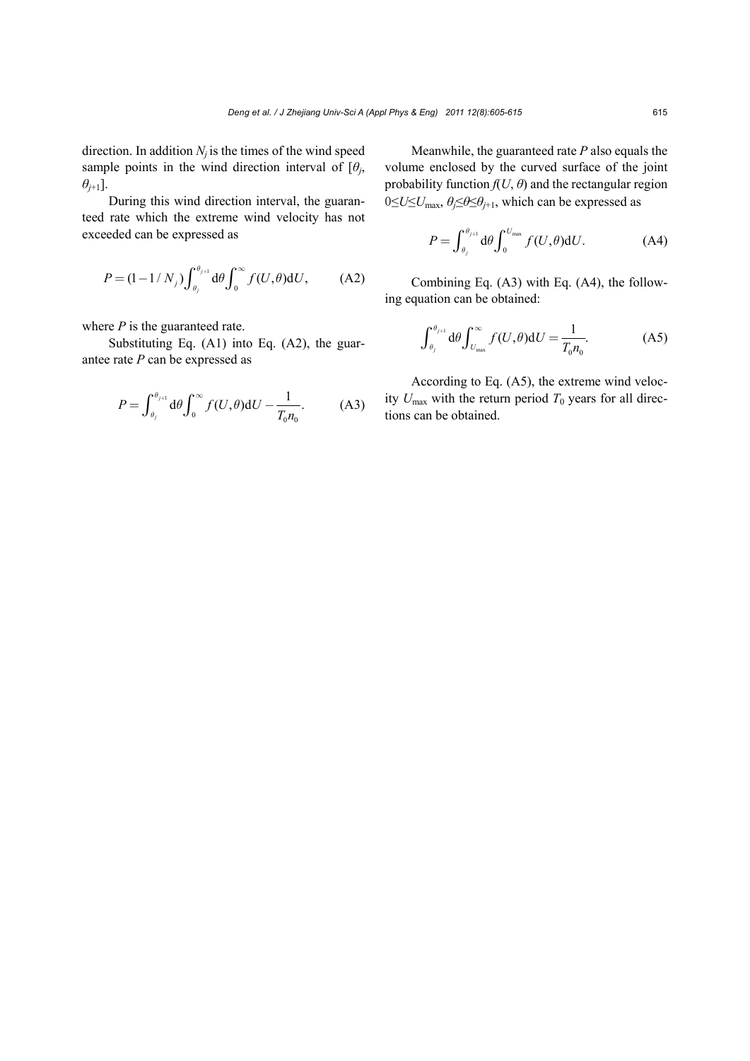direction. In addition $N_j$ is the times of the wind speed sample points in the wind direction interval of [$\theta_j$, $\theta_{j+1}$].

During this wind direction interval, the guaranteed rate which the extreme wind velocity has not exceeded can be expressed as

$$P=(1-1/N_j)\int_{\theta_j}^{\theta_{j+1}}\mathrm{d}\theta\int_0^{\infty}f(U,\theta)\mathrm{d}U, \tag{A2}$$

where $P$ is the guaranteed rate.

Substituting Eq. (A1) into Eq. (A2), the guarantee rate $P$ can be expressed as

$$P=\int_{\theta_j}^{\theta_{j+1}}\mathrm{d}\theta\int_0^{\infty}f(U,\theta)\mathrm{d}U-\frac{1}{T_0 n_0}. \tag{A3}$$

Meanwhile, the guaranteed rate $P$ also equals the volume enclosed by the curved surface of the joint probability function $f(U, \theta)$ and the rectangular region $0\le U\le U_{\max}$, $\theta_j\le\theta\le\theta_{j+1}$, which can be expressed as

$$P=\int_{\theta_j}^{\theta_{j+1}}\mathrm{d}\theta\int_0^{U_{\max}}f(U,\theta)\mathrm{d}U. \tag{A4}$$

Combining Eq. (A3) with Eq. (A4), the following equation can be obtained:

$$\int_{\theta_j}^{\theta_{j+1}}\mathrm{d}\theta\int_{U_{\max}}^{\infty}f(U,\theta)\mathrm{d}U=\frac{1}{T_0 n_0}. \tag{A5}$$

According to Eq. (A5), the extreme wind velocity $U_{\max}$ with the return period $T_0$ years for all directions can be obtained.